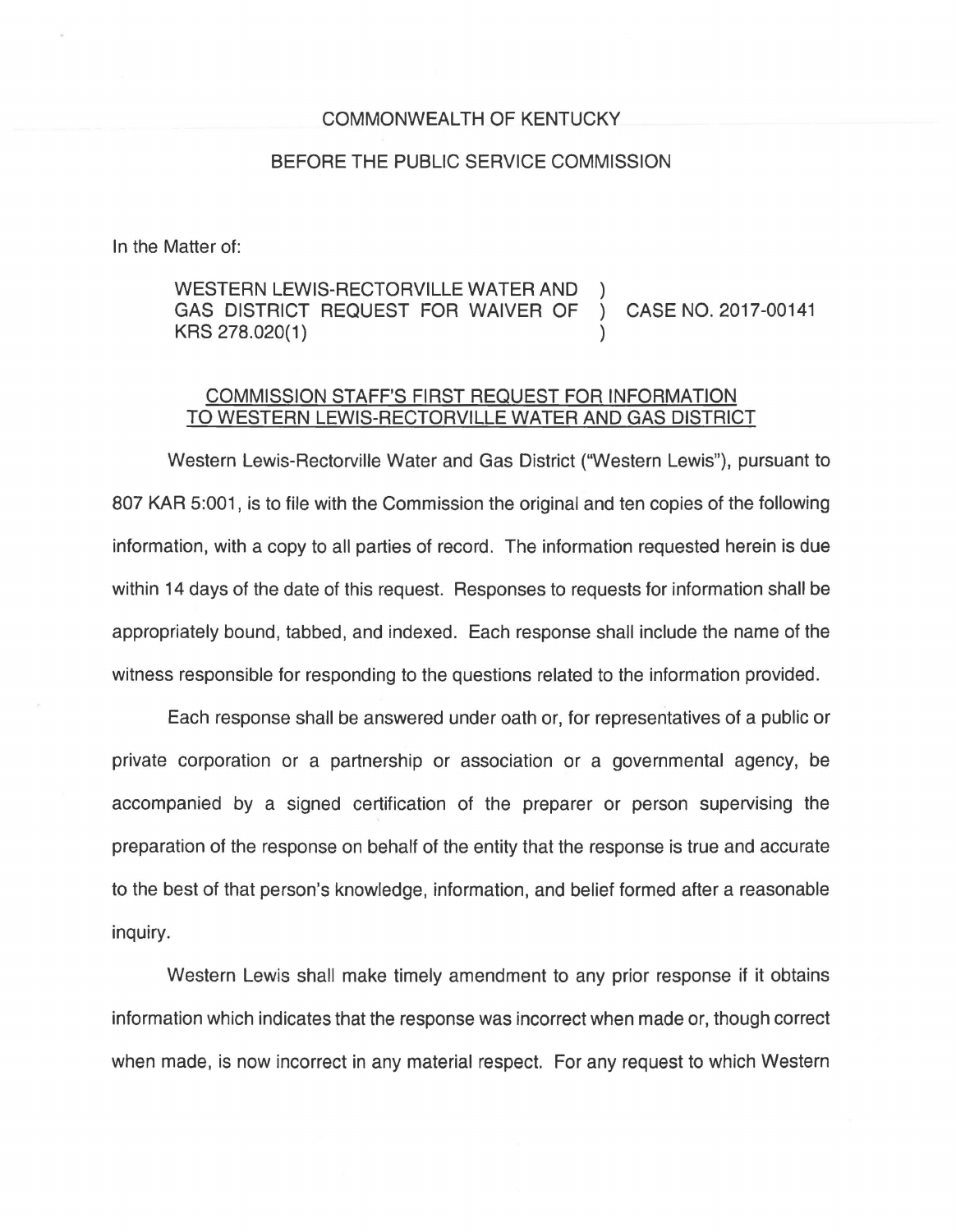COMMONWEALTH OF KENTUCKY

BEFORE THE PUBLIC SERVICE COMMISSION

In the Matter of:

| | | |
|---|---|---|
| WESTERN LEWIS-RECTORVILLE WATER AND GAS DISTRICT REQUEST FOR WAIVER OF KRS 278.020(1) | ) ) ) | CASE NO. 2017-00141 |

COMMISSION STAFF'S FIRST REQUEST FOR INFORMATION TO WESTERN LEWIS-RECTORVILLE WATER AND GAS DISTRICT

Western Lewis-Rectorville Water and Gas District ("Western Lewis"), pursuant to 807 KAR 5:001, is to file with the Commission the original and ten copies of the following information, with a copy to all parties of record. The information requested herein is due within 14 days of the date of this request. Responses to requests for information shall be appropriately bound, tabbed, and indexed. Each response shall include the name of the witness responsible for responding to the questions related to the information provided.

Each response shall be answered under oath or, for representatives of a public or private corporation or a partnership or association or a governmental agency, be accompanied by a signed certification of the preparer or person supervising the preparation of the response on behalf of the entity that the response is true and accurate to the best of that person's knowledge, information, and belief formed after a reasonable inquiry.

Western Lewis shall make timely amendment to any prior response if it obtains information which indicates that the response was incorrect when made or, though correct when made, is now incorrect in any material respect. For any request to which Western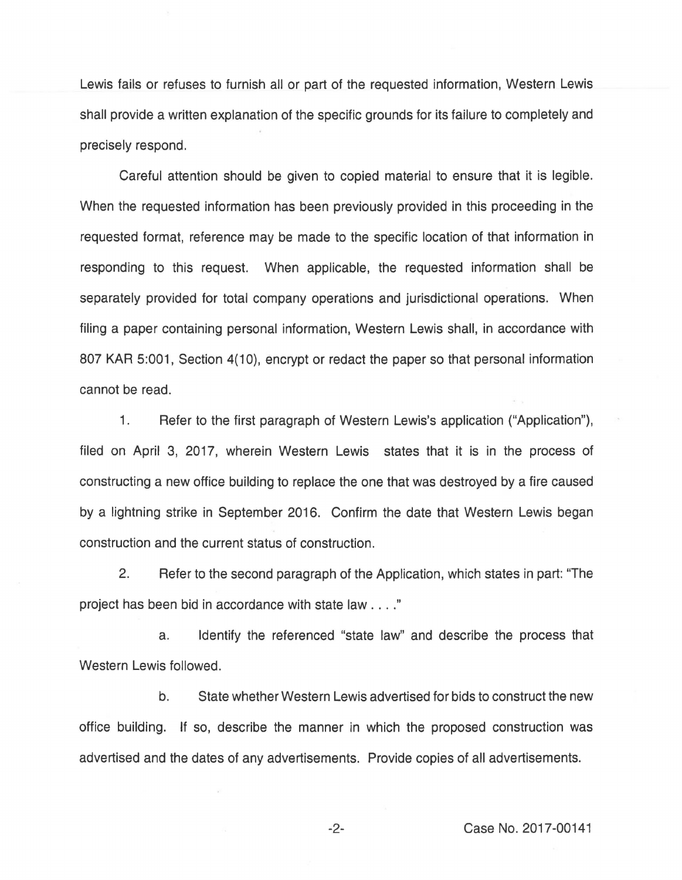Lewis fails or refuses to furnish all or part of the requested information, Western Lewis shall provide a written explanation of the specific grounds for its failure to completely and precisely respond.

Careful attention should be given to copied material to ensure that it is legible. When the requested information has been previously provided in this proceeding in the requested format, reference may be made to the specific location of that information in responding to this request. When applicable, the requested information shall be separately provided for total company operations and jurisdictional operations. When filing a paper containing personal information, Western Lewis shall, in accordance with 807 KAR 5:001, Section 4(10), encrypt or redact the paper so that personal information cannot be read.

1. Refer to the first paragraph of Western Lewis's application ("Application"), filed on April 3, 2017, wherein Western Lewis states that it is in the process of constructing a new office building to replace the one that was destroyed by a fire caused by a lightning strike in September 2016. Confirm the date that Western Lewis began construction and the current status of construction.

2. Refer to the second paragraph of the Application, which states in part: "The project has been bid in accordance with state law . . . ."

   a. Identify the referenced "state law" and describe the process that Western Lewis followed.

   b. State whether Western Lewis advertised for bids to construct the new office building. If so, describe the manner in which the proposed construction was advertised and the dates of any advertisements. Provide copies of all advertisements.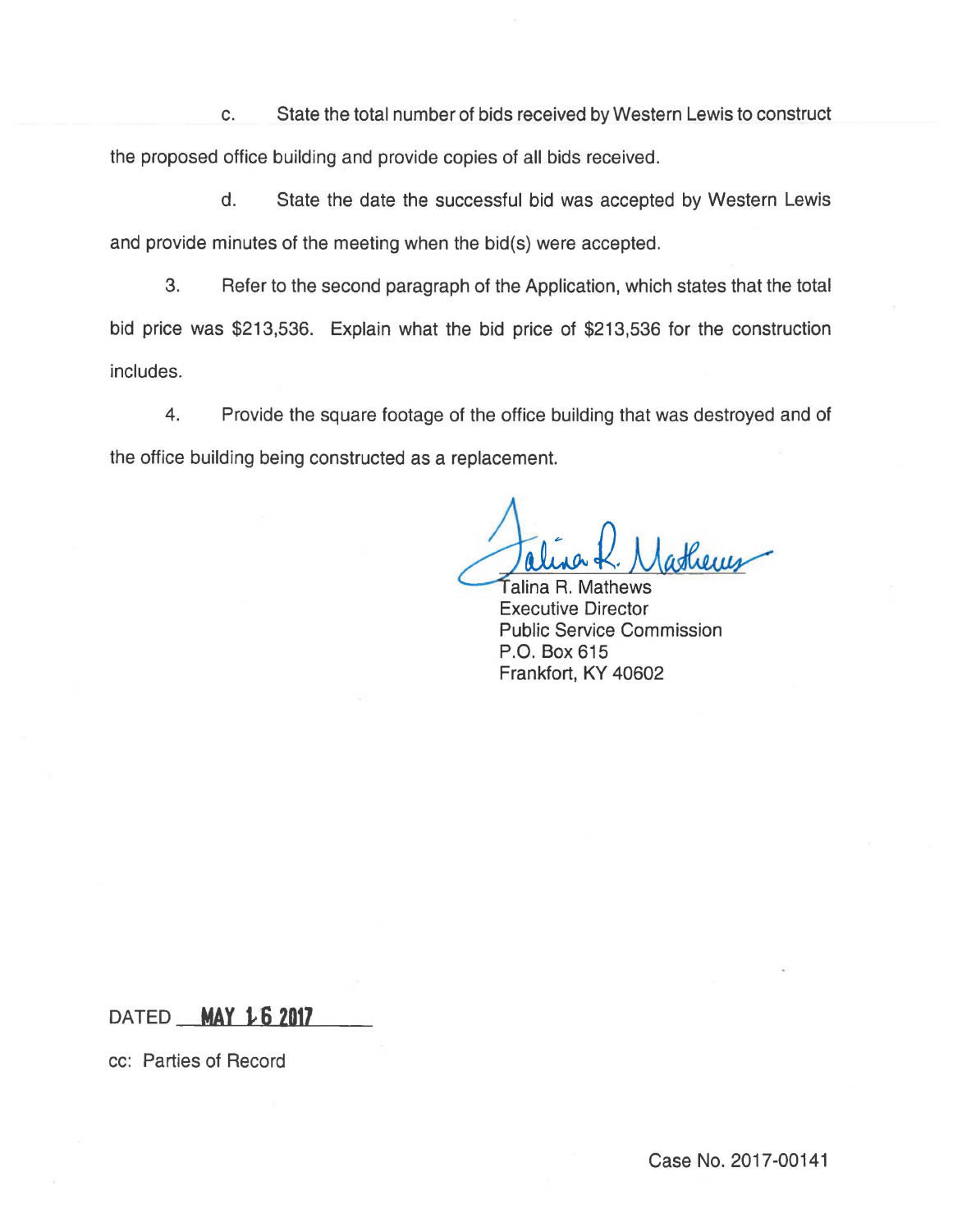c. State the total number of bids received by Western Lewis to construct the proposed office building and provide copies of all bids received.

d. State the date the successful bid was accepted by Western Lewis and provide minutes of the meeting when the bid(s) were accepted.

3. Refer to the second paragraph of the Application, which states that the total bid price was $213,536. Explain what the bid price of $213,536 for the construction includes.

4. Provide the square footage of the office building that was destroyed and of the office building being constructed as a replacement.

Talina R. Mathews
Executive Director
Public Service Commission
P.O. Box 615
Frankfort, KY 40602

DATED **MAY 16 2017**

cc: Parties of Record

Case No. 2017-00141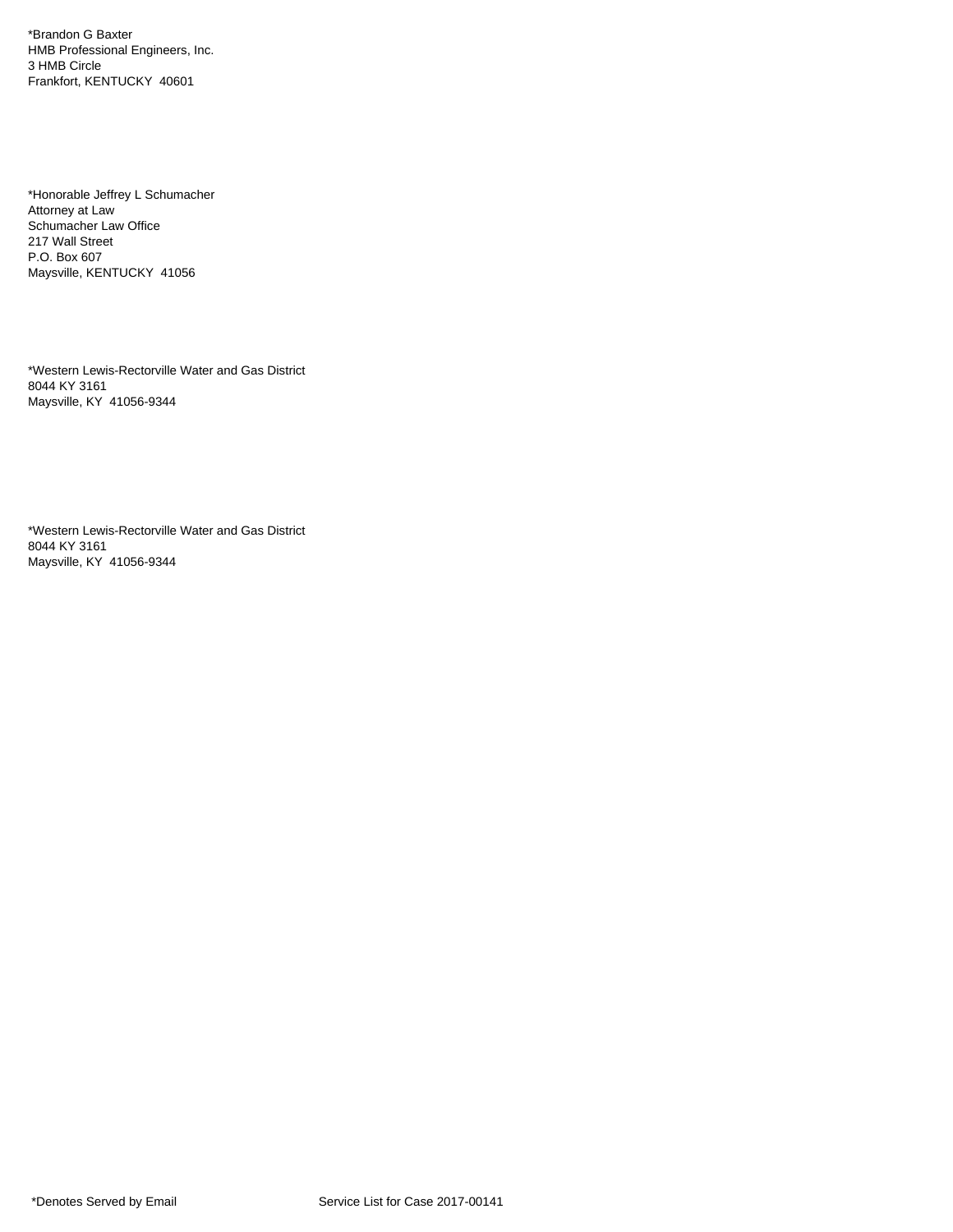*Brandon G Baxter
HMB Professional Engineers, Inc.
3 HMB Circle
Frankfort, KENTUCKY 40601

*Honorable Jeffrey L Schumacher
Attorney at Law
Schumacher Law Office
217 Wall Street
P.O. Box 607
Maysville, KENTUCKY 41056

*Western Lewis-Rectorville Water and Gas District
8044 KY 3161
Maysville, KY 41056-9344

*Western Lewis-Rectorville Water and Gas District
8044 KY 3161
Maysville, KY 41056-9344

*Denotes Served by Email

Service List for Case 2017-00141